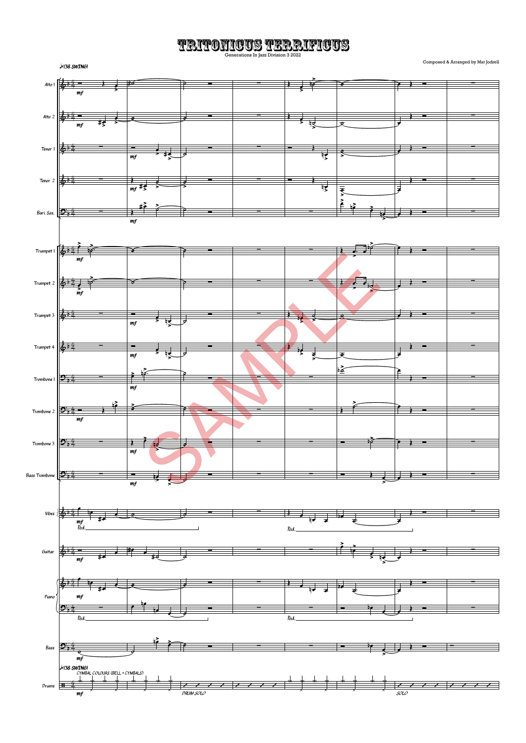# TRITONICUS TERRIFICUS

Generations In Jazz Division 3 2022

Composed & Arranged by Mat Jodrell